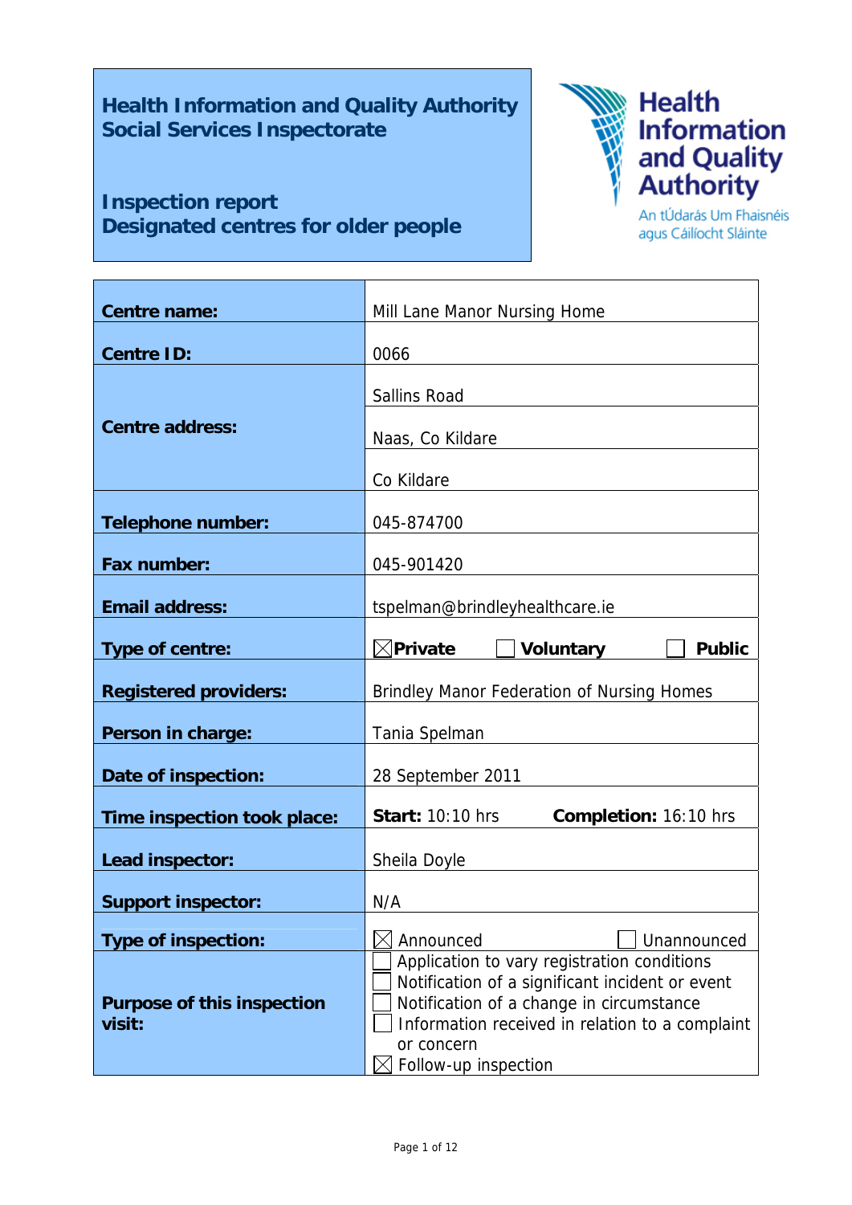**Health Information and Quality Authority**
**Social Services Inspectorate**

**Inspection report**
**Designated centres for older people**

Health Information and Quality Authority
An tÚdarás Um Fhaisnéis agus Cáilíocht Sláinte

| | |
|---|---|
| **Centre name:** | Mill Lane Manor Nursing Home |
| **Centre ID:** | 0066 |
| **Centre address:** | Sallins Road |
| | Naas, Co Kildare |
| | Co Kildare |
| **Telephone number:** | 045-874700 |
| **Fax number:** | 045-901420 |
| **Email address:** | tspelman@brindleyhealthcare.ie |
| **Type of centre:** | ☒ **Private** ☐ **Voluntary** ☐ **Public** |
| **Registered providers:** | Brindley Manor Federation of Nursing Homes |
| **Person in charge:** | Tania Spelman |
| **Date of inspection:** | 28 September 2011 |
| **Time inspection took place:** | **Start:** 10:10 hrs **Completion:** 16:10 hrs |
| **Lead inspector:** | Sheila Doyle |
| **Support inspector:** | N/A |
| **Type of inspection:** | ☒ Announced ☐ Unannounced |
| **Purpose of this inspection visit:** | ☐ Application to vary registration conditions<br>☐ Notification of a significant incident or event<br>☐ Notification of a change in circumstance<br>☐ Information received in relation to a complaint or concern<br>☒ Follow-up inspection |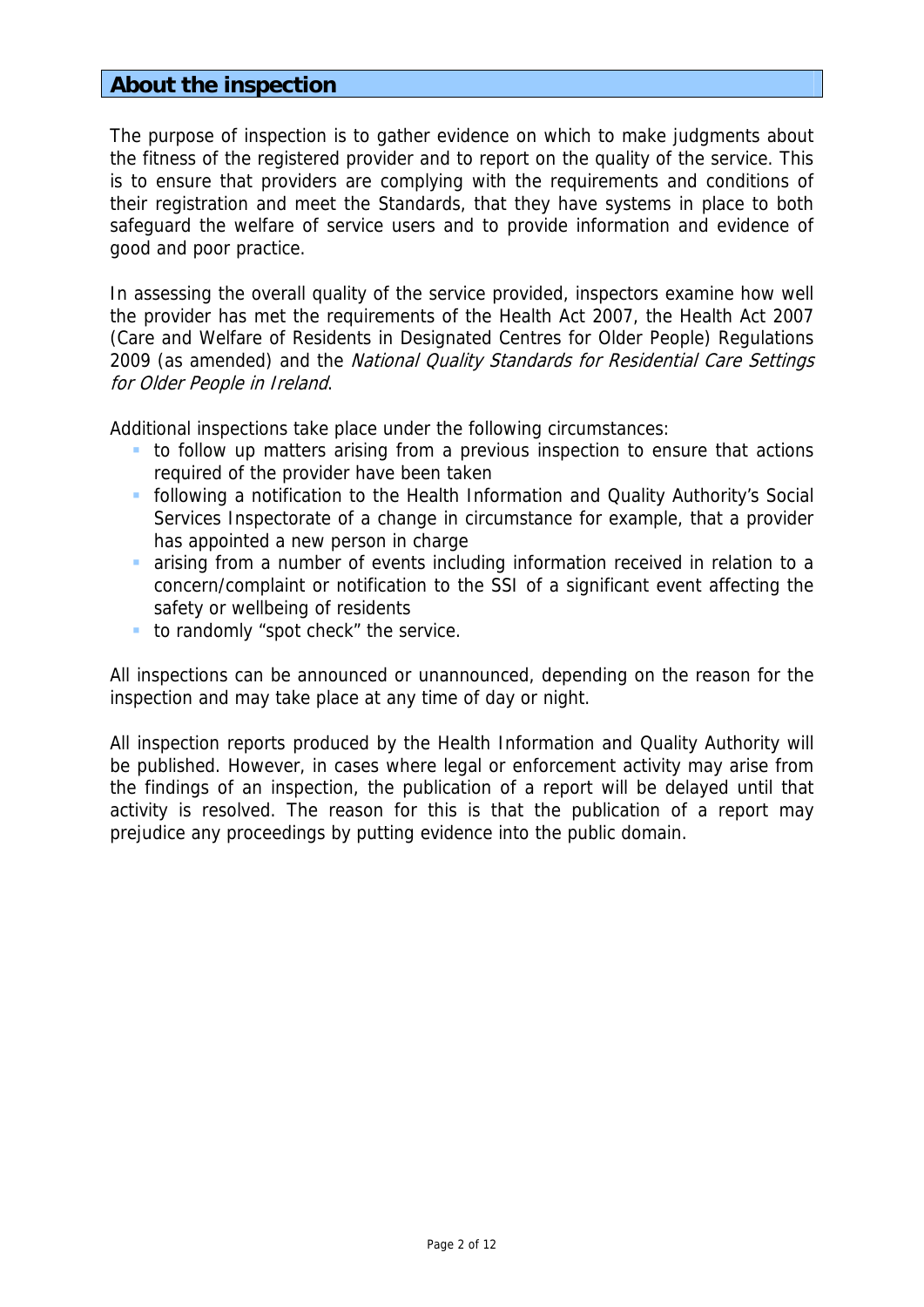## About the inspection

The purpose of inspection is to gather evidence on which to make judgments about the fitness of the registered provider and to report on the quality of the service. This is to ensure that providers are complying with the requirements and conditions of their registration and meet the Standards, that they have systems in place to both safeguard the welfare of service users and to provide information and evidence of good and poor practice.

In assessing the overall quality of the service provided, inspectors examine how well the provider has met the requirements of the Health Act 2007, the Health Act 2007 (Care and Welfare of Residents in Designated Centres for Older People) Regulations 2009 (as amended) and the *National Quality Standards for Residential Care Settings for Older People in Ireland*.

Additional inspections take place under the following circumstances:

- to follow up matters arising from a previous inspection to ensure that actions required of the provider have been taken
- following a notification to the Health Information and Quality Authority's Social Services Inspectorate of a change in circumstance for example, that a provider has appointed a new person in charge
- arising from a number of events including information received in relation to a concern/complaint or notification to the SSI of a significant event affecting the safety or wellbeing of residents
- to randomly "spot check" the service.

All inspections can be announced or unannounced, depending on the reason for the inspection and may take place at any time of day or night.

All inspection reports produced by the Health Information and Quality Authority will be published. However, in cases where legal or enforcement activity may arise from the findings of an inspection, the publication of a report will be delayed until that activity is resolved. The reason for this is that the publication of a report may prejudice any proceedings by putting evidence into the public domain.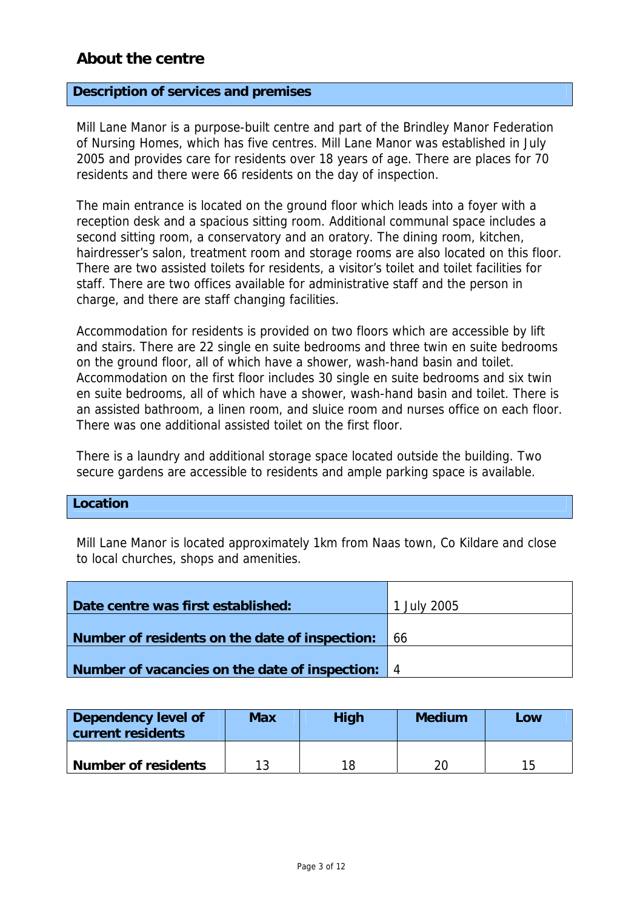## About the centre

### Description of services and premises

Mill Lane Manor is a purpose-built centre and part of the Brindley Manor Federation of Nursing Homes, which has five centres. Mill Lane Manor was established in July 2005 and provides care for residents over 18 years of age. There are places for 70 residents and there were 66 residents on the day of inspection.

The main entrance is located on the ground floor which leads into a foyer with a reception desk and a spacious sitting room. Additional communal space includes a second sitting room, a conservatory and an oratory. The dining room, kitchen, hairdresser's salon, treatment room and storage rooms are also located on this floor. There are two assisted toilets for residents, a visitor's toilet and toilet facilities for staff. There are two offices available for administrative staff and the person in charge, and there are staff changing facilities.

Accommodation for residents is provided on two floors which are accessible by lift and stairs. There are 22 single en suite bedrooms and three twin en suite bedrooms on the ground floor, all of which have a shower, wash-hand basin and toilet. Accommodation on the first floor includes 30 single en suite bedrooms and six twin en suite bedrooms, all of which have a shower, wash-hand basin and toilet. There is an assisted bathroom, a linen room, and sluice room and nurses office on each floor. There was one additional assisted toilet on the first floor.

There is a laundry and additional storage space located outside the building. Two secure gardens are accessible to residents and ample parking space is available.

### Location

Mill Lane Manor is located approximately 1km from Naas town, Co Kildare and close to local churches, shops and amenities.

| | |
|---|---|
| **Date centre was first established:** | 1 July 2005 |
| **Number of residents on the date of inspection:** | 66 |
| **Number of vacancies on the date of inspection:** | 4 |

| Dependency level of current residents | Max | High | Medium | Low |
|---|---|---|---|---|
| **Number of residents** | 13 | 18 | 20 | 15 |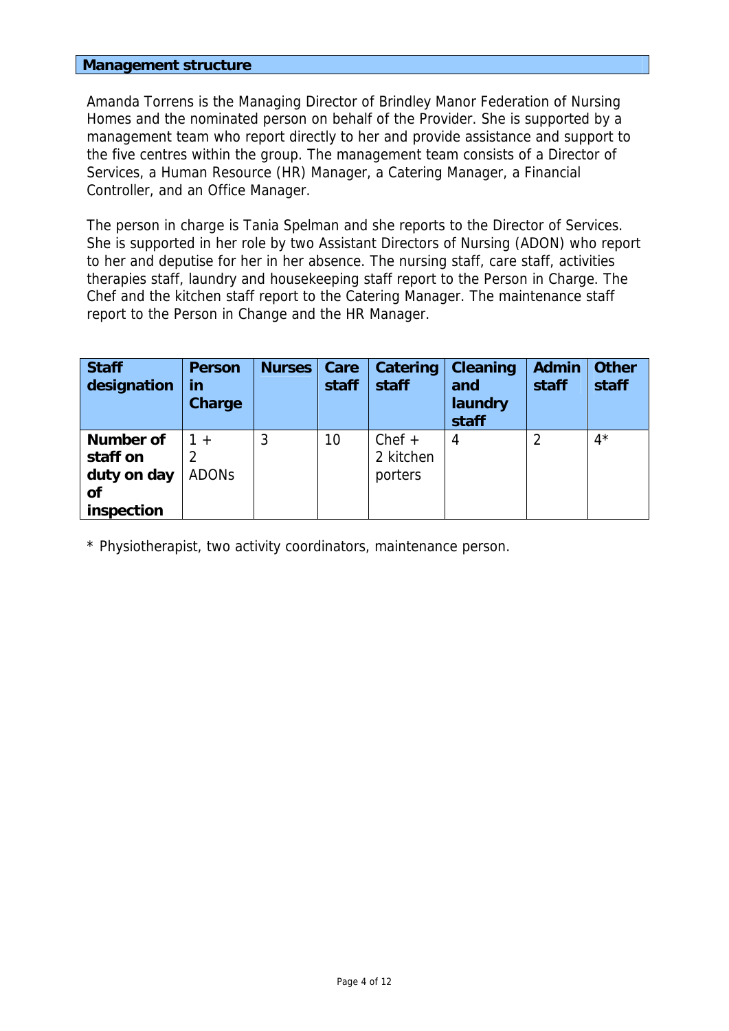## Management structure

Amanda Torrens is the Managing Director of Brindley Manor Federation of Nursing Homes and the nominated person on behalf of the Provider. She is supported by a management team who report directly to her and provide assistance and support to the five centres within the group. The management team consists of a Director of Services, a Human Resource (HR) Manager, a Catering Manager, a Financial Controller, and an Office Manager.

The person in charge is Tania Spelman and she reports to the Director of Services. She is supported in her role by two Assistant Directors of Nursing (ADON) who report to her and deputise for her in her absence. The nursing staff, care staff, activities therapies staff, laundry and housekeeping staff report to the Person in Charge. The Chef and the kitchen staff report to the Catering Manager. The maintenance staff report to the Person in Change and the HR Manager.

| Staff designation | Person in Charge | Nurses | Care staff | Catering staff | Cleaning and laundry staff | Admin staff | Other staff |
|---|---|---|---|---|---|---|---|
| Number of staff on duty on day of inspection | 1 + 2 ADONs | 3 | 10 | Chef + 2 kitchen porters | 4 | 2 | 4* |

* Physiotherapist, two activity coordinators, maintenance person.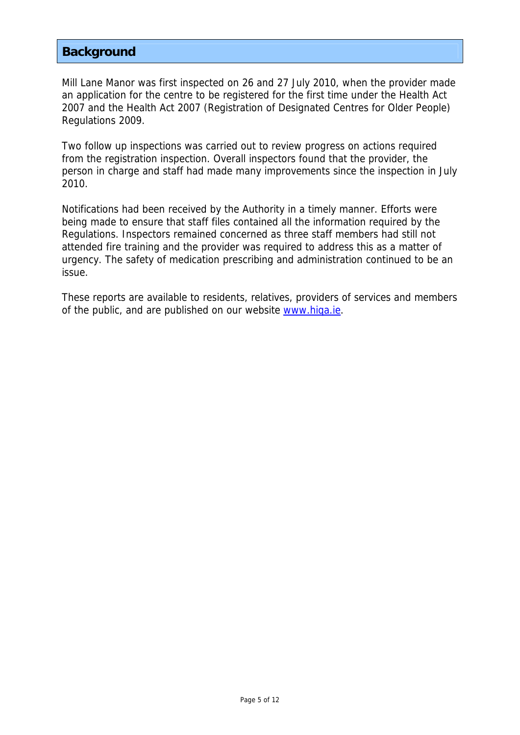## Background

Mill Lane Manor was first inspected on 26 and 27 July 2010, when the provider made an application for the centre to be registered for the first time under the Health Act 2007 and the Health Act 2007 (Registration of Designated Centres for Older People) Regulations 2009.

Two follow up inspections was carried out to review progress on actions required from the registration inspection. Overall inspectors found that the provider, the person in charge and staff had made many improvements since the inspection in July 2010.

Notifications had been received by the Authority in a timely manner. Efforts were being made to ensure that staff files contained all the information required by the Regulations. Inspectors remained concerned as three staff members had still not attended fire training and the provider was required to address this as a matter of urgency. The safety of medication prescribing and administration continued to be an issue.

These reports are available to residents, relatives, providers of services and members of the public, and are published on our website [www.hiqa.ie](http://www.hiqa.ie).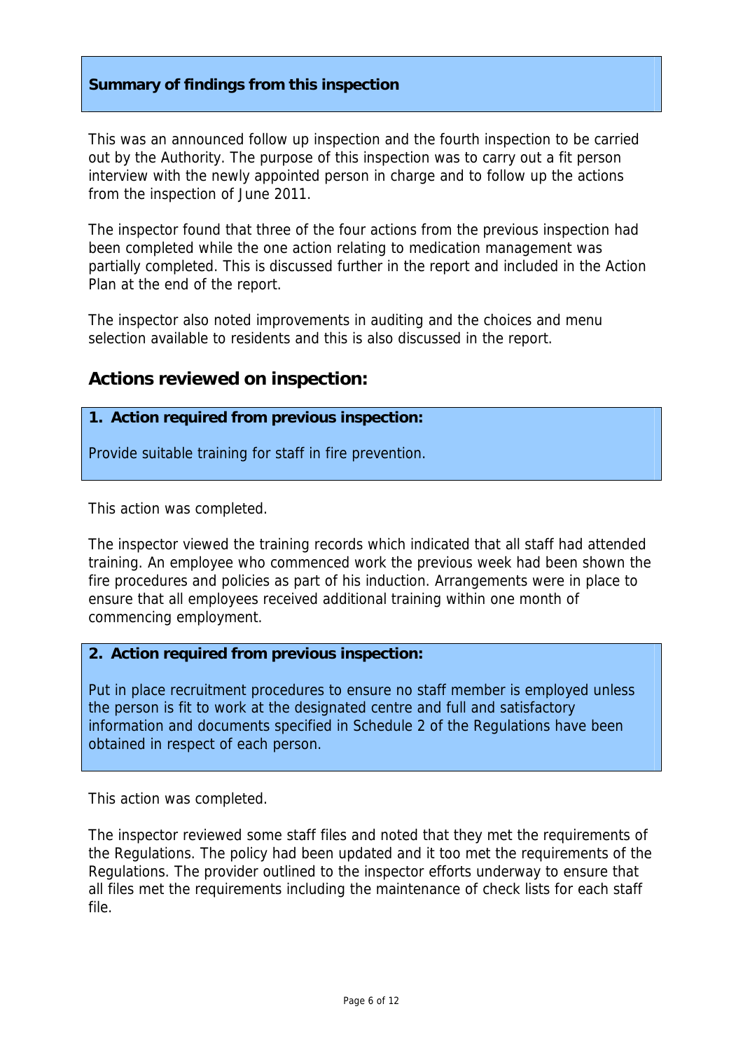**Summary of findings from this inspection**

This was an announced follow up inspection and the fourth inspection to be carried out by the Authority. The purpose of this inspection was to carry out a fit person interview with the newly appointed person in charge and to follow up the actions from the inspection of June 2011.

The inspector found that three of the four actions from the previous inspection had been completed while the one action relating to medication management was partially completed. This is discussed further in the report and included in the Action Plan at the end of the report.

The inspector also noted improvements in auditing and the choices and menu selection available to residents and this is also discussed in the report.

## Actions reviewed on inspection:

**1. Action required from previous inspection:**

Provide suitable training for staff in fire prevention.

This action was completed.

The inspector viewed the training records which indicated that all staff had attended training. An employee who commenced work the previous week had been shown the fire procedures and policies as part of his induction. Arrangements were in place to ensure that all employees received additional training within one month of commencing employment.

**2. Action required from previous inspection:**

Put in place recruitment procedures to ensure no staff member is employed unless the person is fit to work at the designated centre and full and satisfactory information and documents specified in Schedule 2 of the Regulations have been obtained in respect of each person.

This action was completed.

The inspector reviewed some staff files and noted that they met the requirements of the Regulations. The policy had been updated and it too met the requirements of the Regulations. The provider outlined to the inspector efforts underway to ensure that all files met the requirements including the maintenance of check lists for each staff file.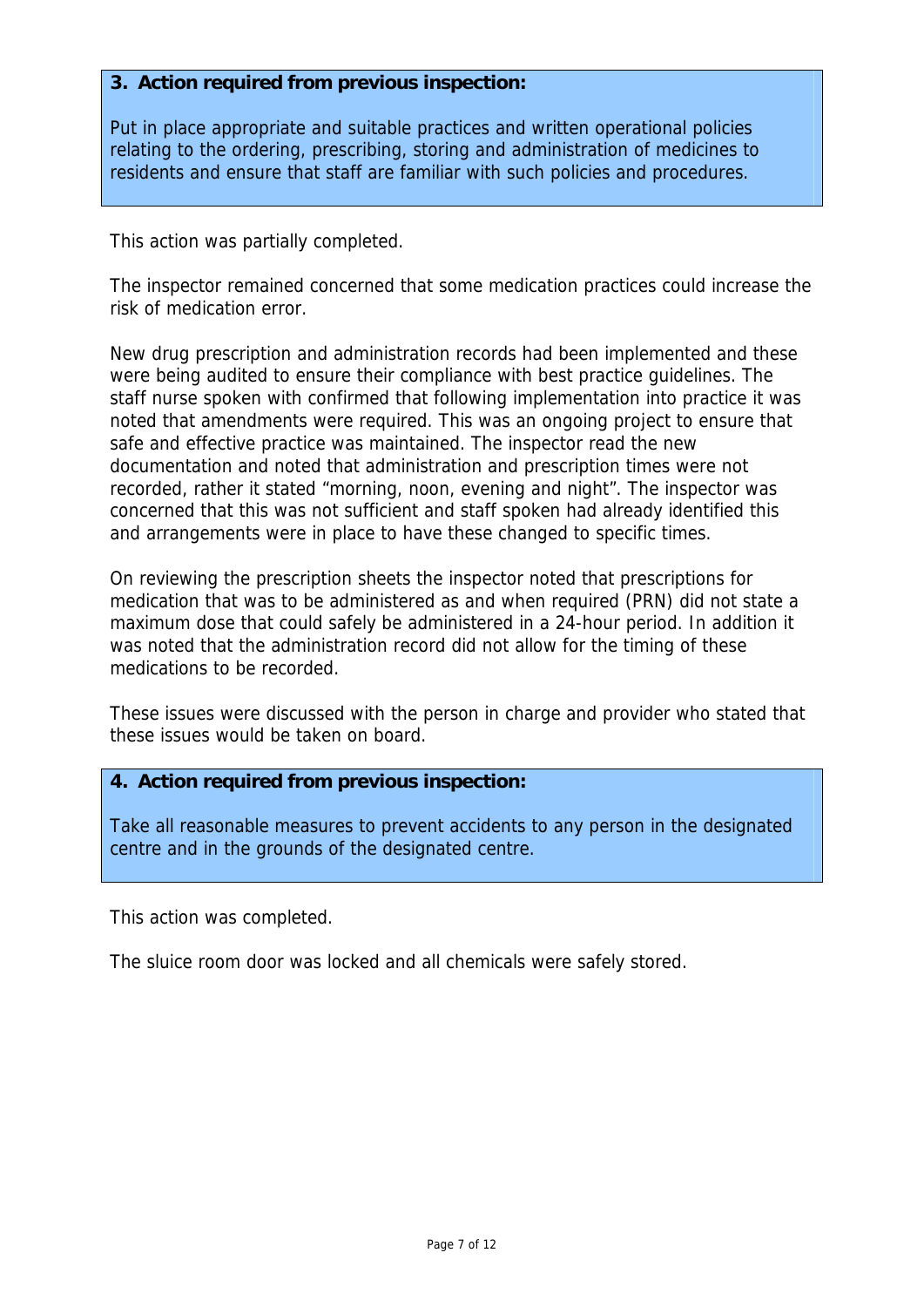**3. Action required from previous inspection:**

Put in place appropriate and suitable practices and written operational policies relating to the ordering, prescribing, storing and administration of medicines to residents and ensure that staff are familiar with such policies and procedures.

This action was partially completed.

The inspector remained concerned that some medication practices could increase the risk of medication error.

New drug prescription and administration records had been implemented and these were being audited to ensure their compliance with best practice guidelines. The staff nurse spoken with confirmed that following implementation into practice it was noted that amendments were required. This was an ongoing project to ensure that safe and effective practice was maintained. The inspector read the new documentation and noted that administration and prescription times were not recorded, rather it stated “morning, noon, evening and night”. The inspector was concerned that this was not sufficient and staff spoken had already identified this and arrangements were in place to have these changed to specific times.

On reviewing the prescription sheets the inspector noted that prescriptions for medication that was to be administered as and when required (PRN) did not state a maximum dose that could safely be administered in a 24-hour period. In addition it was noted that the administration record did not allow for the timing of these medications to be recorded.

These issues were discussed with the person in charge and provider who stated that these issues would be taken on board.

**4. Action required from previous inspection:**

Take all reasonable measures to prevent accidents to any person in the designated centre and in the grounds of the designated centre.

This action was completed.

The sluice room door was locked and all chemicals were safely stored.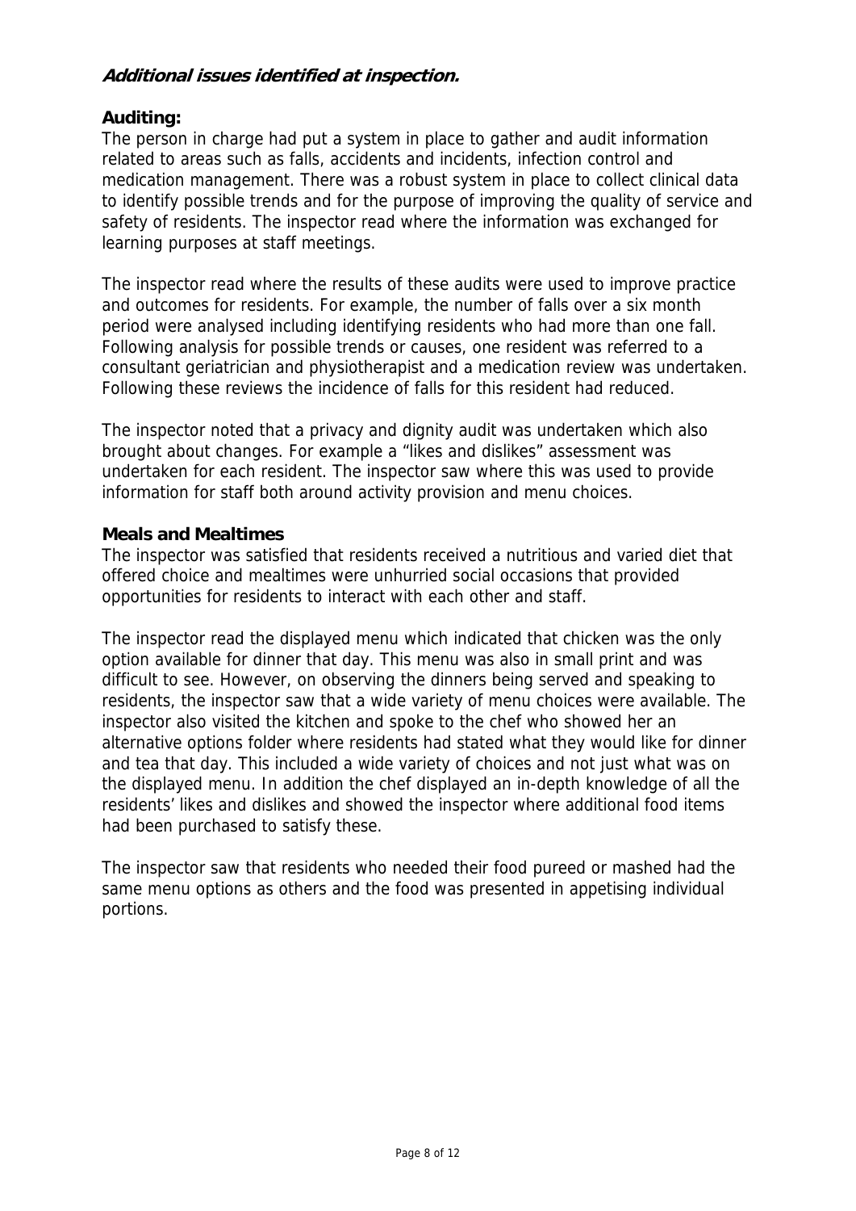***Additional issues identified at inspection.***

**Auditing:**

The person in charge had put a system in place to gather and audit information related to areas such as falls, accidents and incidents, infection control and medication management. There was a robust system in place to collect clinical data to identify possible trends and for the purpose of improving the quality of service and safety of residents. The inspector read where the information was exchanged for learning purposes at staff meetings.

The inspector read where the results of these audits were used to improve practice and outcomes for residents. For example, the number of falls over a six month period were analysed including identifying residents who had more than one fall. Following analysis for possible trends or causes, one resident was referred to a consultant geriatrician and physiotherapist and a medication review was undertaken. Following these reviews the incidence of falls for this resident had reduced.

The inspector noted that a privacy and dignity audit was undertaken which also brought about changes. For example a "likes and dislikes" assessment was undertaken for each resident. The inspector saw where this was used to provide information for staff both around activity provision and menu choices.

**Meals and Mealtimes**

The inspector was satisfied that residents received a nutritious and varied diet that offered choice and mealtimes were unhurried social occasions that provided opportunities for residents to interact with each other and staff.

The inspector read the displayed menu which indicated that chicken was the only option available for dinner that day. This menu was also in small print and was difficult to see. However, on observing the dinners being served and speaking to residents, the inspector saw that a wide variety of menu choices were available. The inspector also visited the kitchen and spoke to the chef who showed her an alternative options folder where residents had stated what they would like for dinner and tea that day. This included a wide variety of choices and not just what was on the displayed menu. In addition the chef displayed an in-depth knowledge of all the residents' likes and dislikes and showed the inspector where additional food items had been purchased to satisfy these.

The inspector saw that residents who needed their food pureed or mashed had the same menu options as others and the food was presented in appetising individual portions.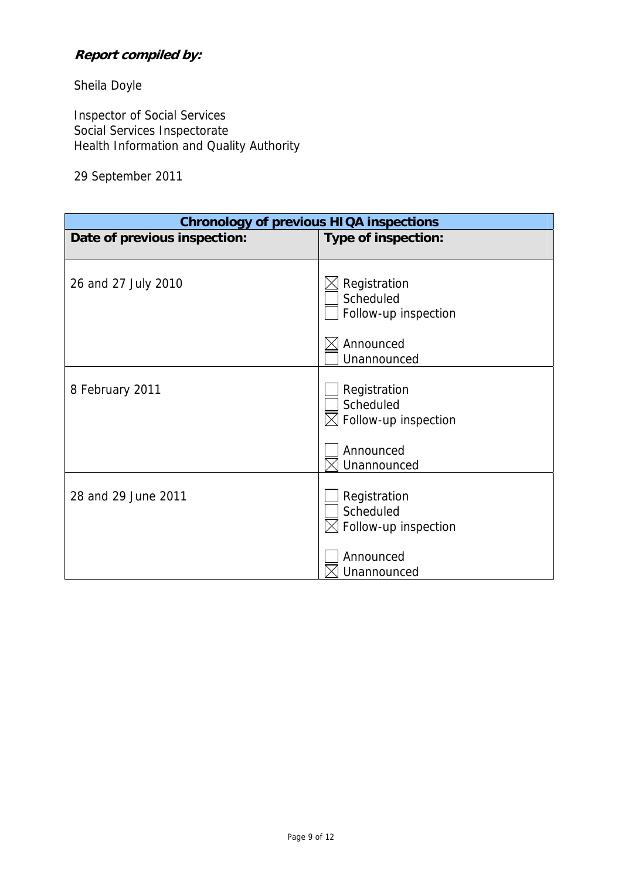***Report compiled by:***

Sheila Doyle

Inspector of Social Services
Social Services Inspectorate
Health Information and Quality Authority

29 September 2011

| **Chronology of previous HIQA inspections** | |
|---|---|
| **Date of previous inspection:** | **Type of inspection:** |
| 26 and 27 July 2010 | ☒ Registration<br>☐ Scheduled<br>☐ Follow-up inspection<br><br>☒ Announced<br>☐ Unannounced |
| 8 February 2011 | ☐ Registration<br>☐ Scheduled<br>☒ Follow-up inspection<br><br>☐ Announced<br>☒ Unannounced |
| 28 and 29 June 2011 | ☐ Registration<br>☐ Scheduled<br>☒ Follow-up inspection<br><br>☐ Announced<br>☒ Unannounced |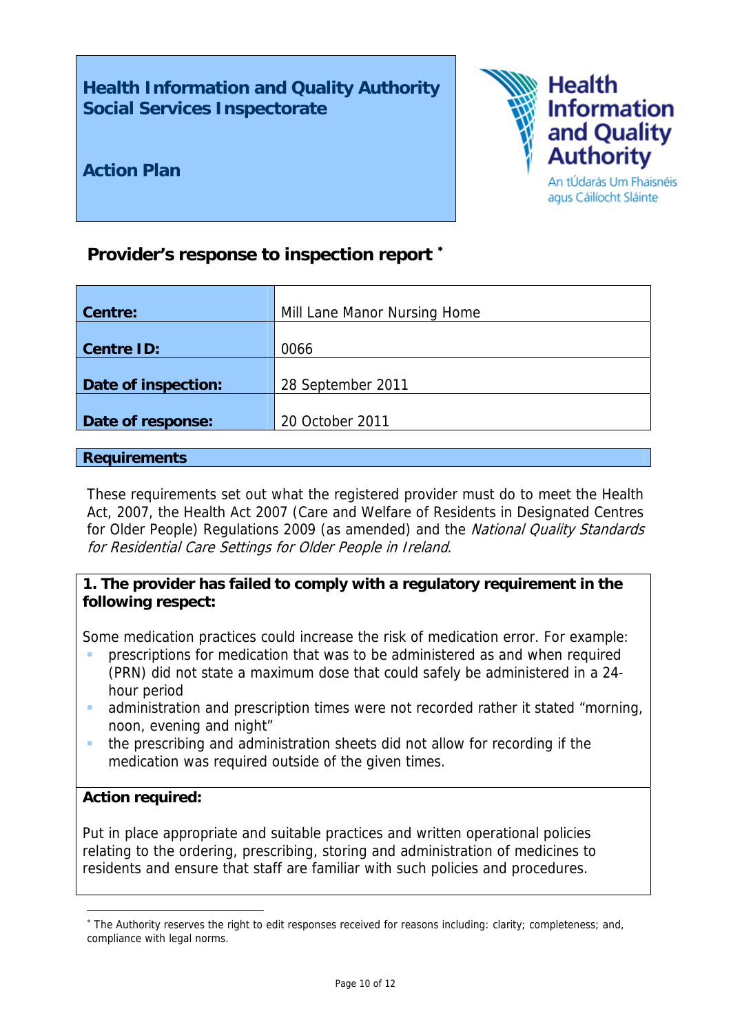**Health Information and Quality Authority**
**Social Services Inspectorate**

**Action Plan**

Health Information and Quality Authority
An tÚdarás Um Fhaisnéis agus Cáilíocht Sláinte

## Provider's response to inspection report *

| **Centre:** | Mill Lane Manor Nursing Home |
|---|---|
| **Centre ID:** | 0066 |
| **Date of inspection:** | 28 September 2011 |
| **Date of response:** | 20 October 2011 |

### Requirements

These requirements set out what the registered provider must do to meet the Health Act, 2007, the Health Act 2007 (Care and Welfare of Residents in Designated Centres for Older People) Regulations 2009 (as amended) and the *National Quality Standards for Residential Care Settings for Older People in Ireland*.

**1. The provider has failed to comply with a regulatory requirement in the following respect:**

Some medication practices could increase the risk of medication error. For example:

- prescriptions for medication that was to be administered as and when required (PRN) did not state a maximum dose that could safely be administered in a 24-hour period
- administration and prescription times were not recorded rather it stated "morning, noon, evening and night"
- the prescribing and administration sheets did not allow for recording if the medication was required outside of the given times.

**Action required:**

Put in place appropriate and suitable practices and written operational policies relating to the ordering, prescribing, storing and administration of medicines to residents and ensure that staff are familiar with such policies and procedures.

---

* The Authority reserves the right to edit responses received for reasons including: clarity; completeness; and, compliance with legal norms.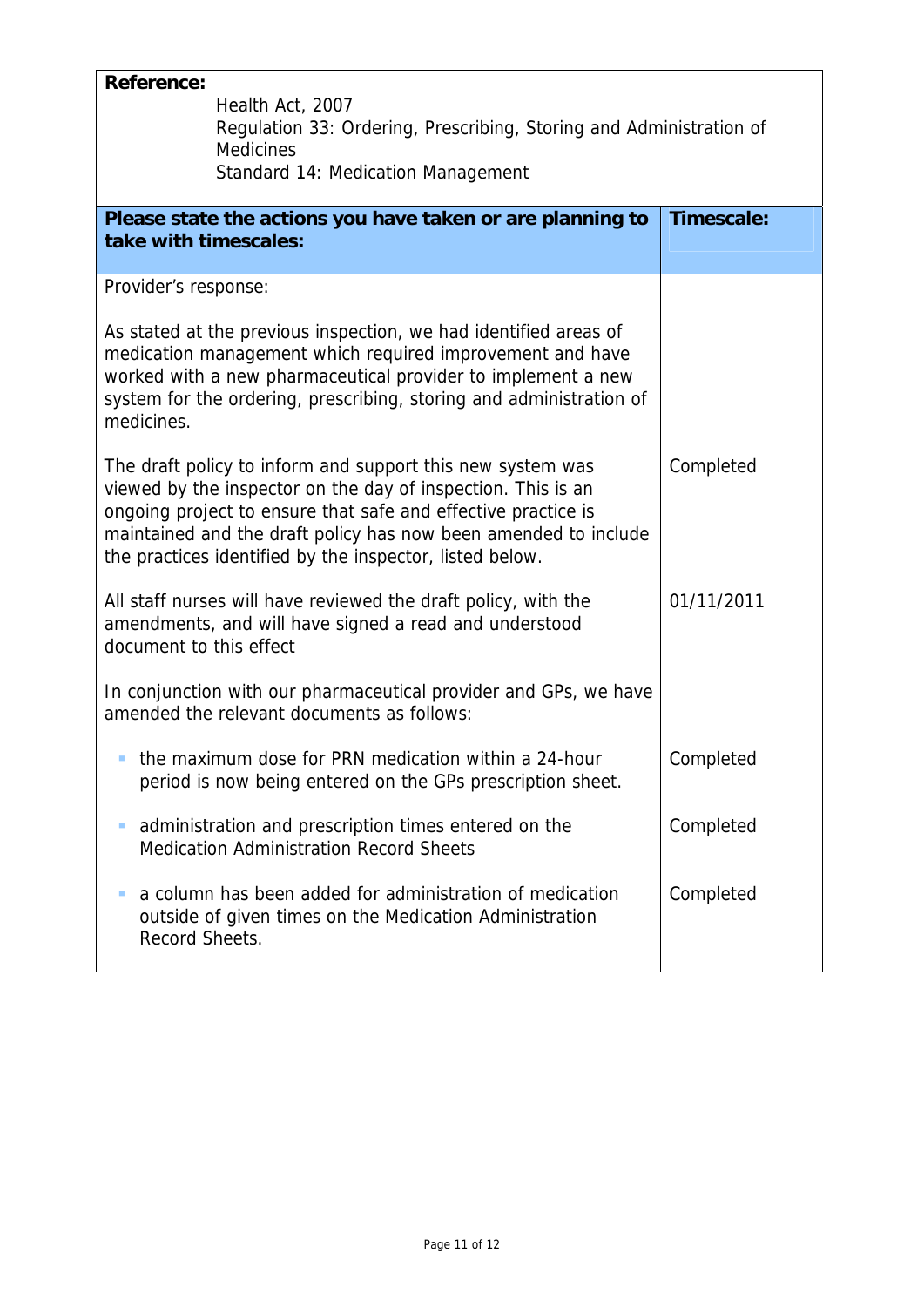**Reference:**

Health Act, 2007
Regulation 33: Ordering, Prescribing, Storing and Administration of Medicines
Standard 14: Medication Management

| **Please state the actions you have taken or are planning to take with timescales:** | **Timescale:** |
|---|---|
| Provider's response:<br><br>As stated at the previous inspection, we had identified areas of medication management which required improvement and have worked with a new pharmaceutical provider to implement a new system for the ordering, prescribing, storing and administration of medicines. | |
| The draft policy to inform and support this new system was viewed by the inspector on the day of inspection. This is an ongoing project to ensure that safe and effective practice is maintained and the draft policy has now been amended to include the practices identified by the inspector, listed below. | Completed |
| All staff nurses will have reviewed the draft policy, with the amendments, and will have signed a read and understood document to this effect | 01/11/2011 |
| In conjunction with our pharmaceutical provider and GPs, we have amended the relevant documents as follows: | |
| - the maximum dose for PRN medication within a 24-hour period is now being entered on the GPs prescription sheet. | Completed |
| - administration and prescription times entered on the Medication Administration Record Sheets | Completed |
| - a column has been added for administration of medication outside of given times on the Medication Administration Record Sheets. | Completed |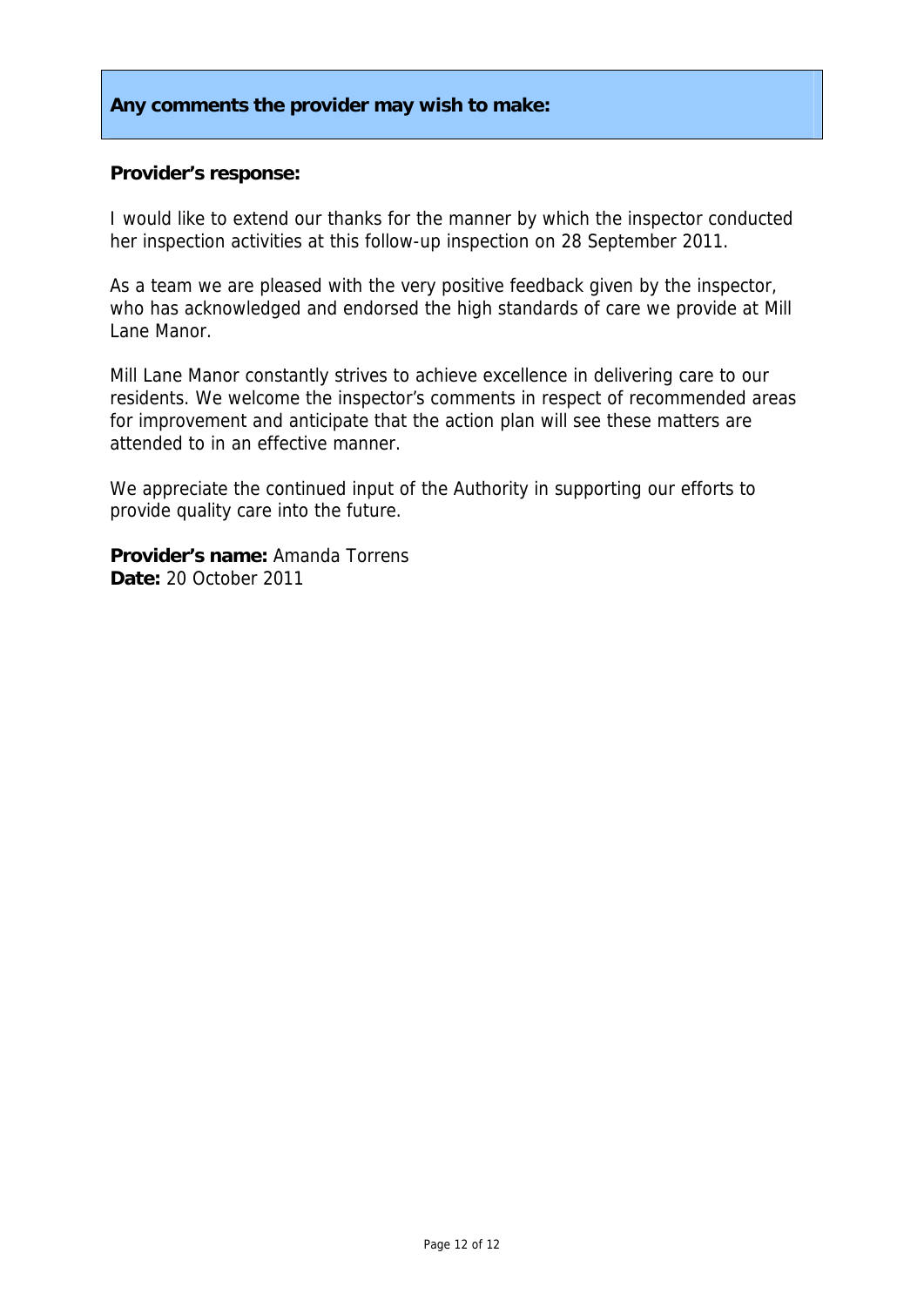## Any comments the provider may wish to make:

**Provider's response:**

I would like to extend our thanks for the manner by which the inspector conducted her inspection activities at this follow-up inspection on 28 September 2011.

As a team we are pleased with the very positive feedback given by the inspector, who has acknowledged and endorsed the high standards of care we provide at Mill Lane Manor.

Mill Lane Manor constantly strives to achieve excellence in delivering care to our residents. We welcome the inspector's comments in respect of recommended areas for improvement and anticipate that the action plan will see these matters are attended to in an effective manner.

We appreciate the continued input of the Authority in supporting our efforts to provide quality care into the future.

**Provider's name:** Amanda Torrens
**Date:** 20 October 2011